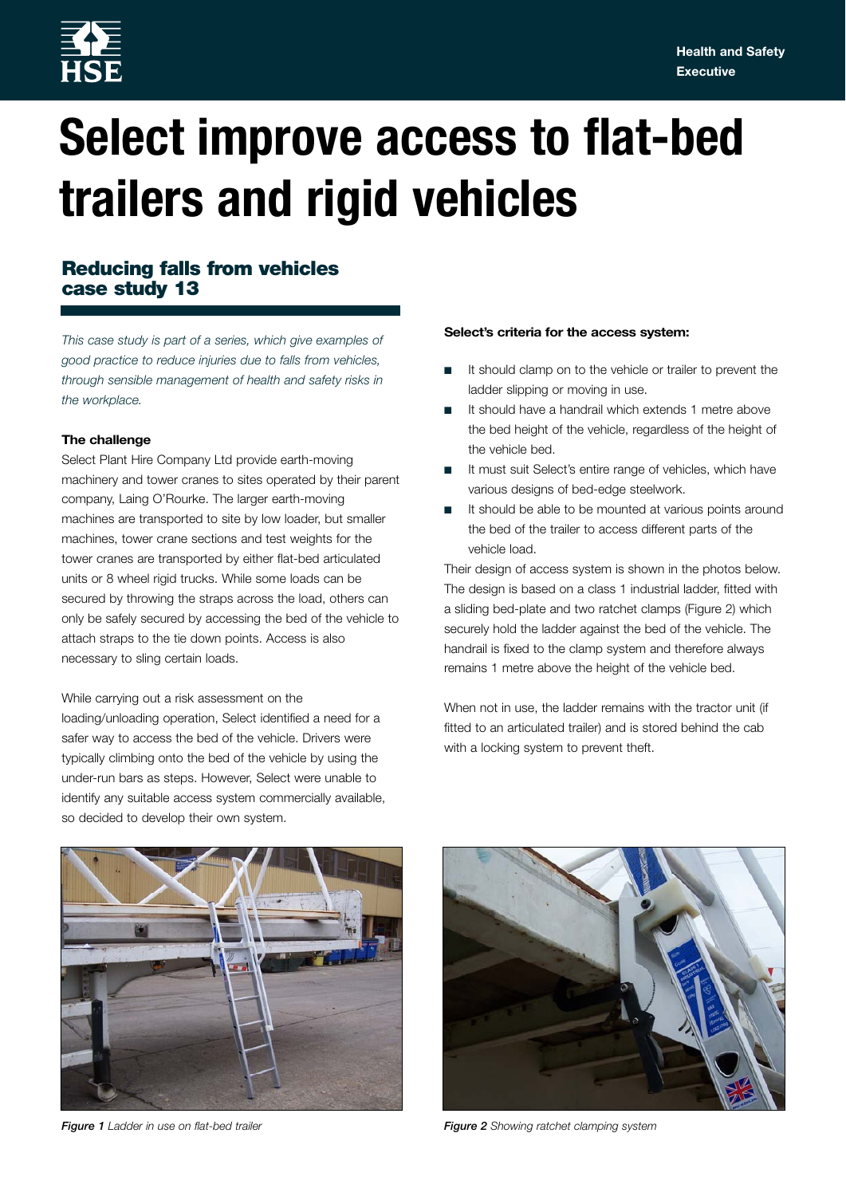# Select improve access to flat-bed trailers and rigid vehicles

## Reducing falls from vehicles case study 13

*This case study is part of a series, which give examples of good practice to reduce injuries due to falls from vehicles, through sensible management of health and safety risks in the workplace.*

### The challenge

Select Plant Hire Company Ltd provide earth-moving machinery and tower cranes to sites operated by their parent company, Laing O'Rourke. The larger earth-moving machines are transported to site by low loader, but smaller machines, tower crane sections and test weights for the tower cranes are transported by either flat-bed articulated units or 8 wheel rigid trucks. While some loads can be secured by throwing the straps across the load, others can only be safely secured by accessing the bed of the vehicle to attach straps to the tie down points. Access is also necessary to sling certain loads.

While carrying out a risk assessment on the loading/unloading operation, Select identified a need for a safer way to access the bed of the vehicle. Drivers were typically climbing onto the bed of the vehicle by using the under-run bars as steps. However, Select were unable to identify any suitable access system commercially available, so decided to develop their own system.

**Select's criteria for the access system:**

- It should clamp on to the vehicle or trailer to prevent the ladder slipping or moving in use.
- It should have a handrail which extends 1 metre above the bed height of the vehicle, regardless of the height of the vehicle bed.
- It must suit Select's entire range of vehicles, which have various designs of bed-edge steelwork.
- It should be able to be mounted at various points around the bed of the trailer to access different parts of the vehicle load.

Their design of access system is shown in the photos below. The design is based on a class 1 industrial ladder, fitted with a sliding bed-plate and two ratchet clamps (Figure 2) which securely hold the ladder against the bed of the vehicle. The handrail is fixed to the clamp system and therefore always remains 1 metre above the height of the vehicle bed.

When not in use, the ladder remains with the tractor unit (if fitted to an articulated trailer) and is stored behind the cab with a locking system to prevent theft.

***Figure 1*** *Ladder in use on flat-bed trailer*

***Figure 2*** *Showing ratchet clamping system*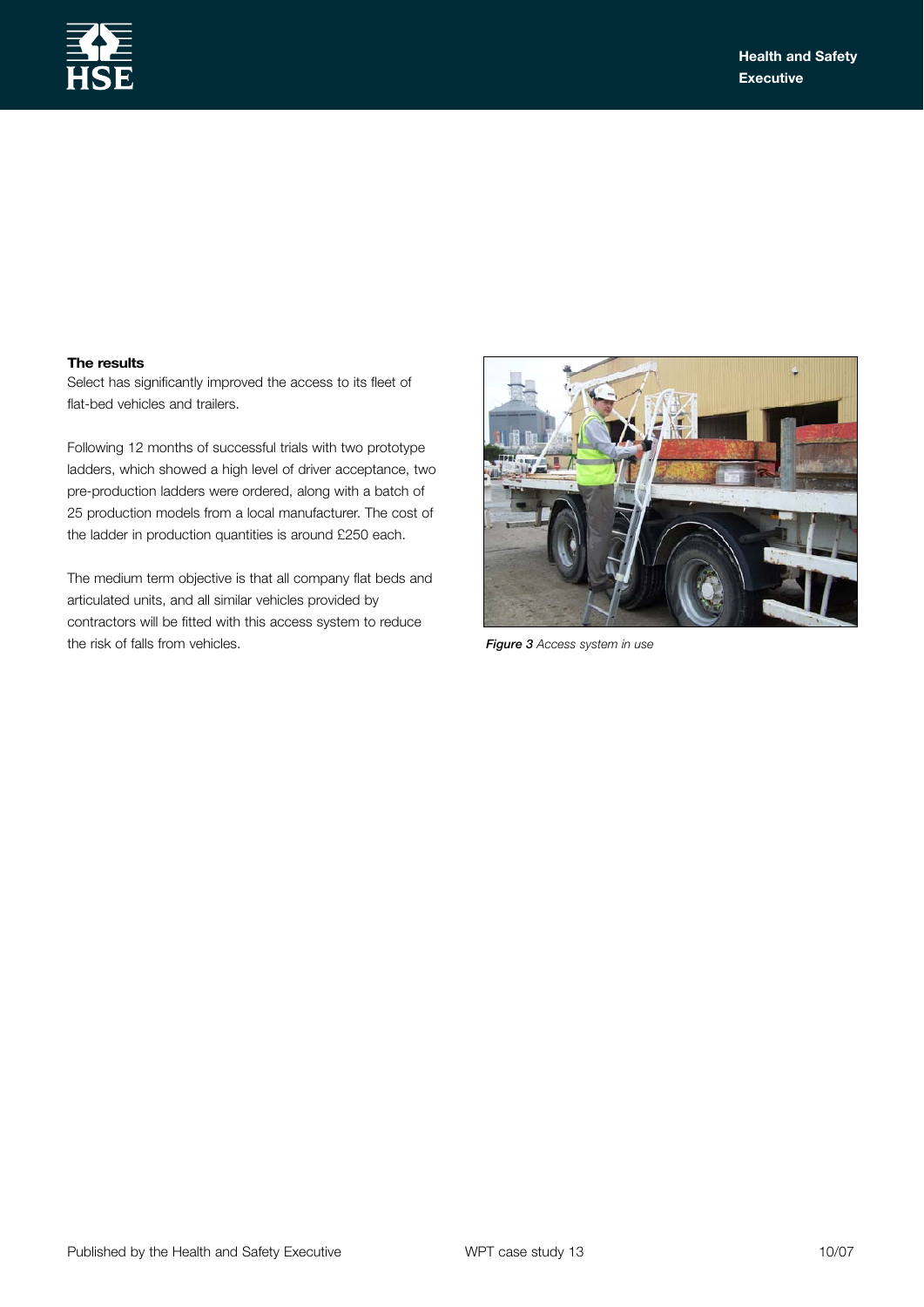**The results**

Select has significantly improved the access to its fleet of flat-bed vehicles and trailers.

Following 12 months of successful trials with two prototype ladders, which showed a high level of driver acceptance, two pre-production ladders were ordered, along with a batch of 25 production models from a local manufacturer. The cost of the ladder in production quantities is around £250 each.

The medium term objective is that all company flat beds and articulated units, and all similar vehicles provided by contractors will be fitted with this access system to reduce the risk of falls from vehicles.

***Figure 3*** *Access system in use*